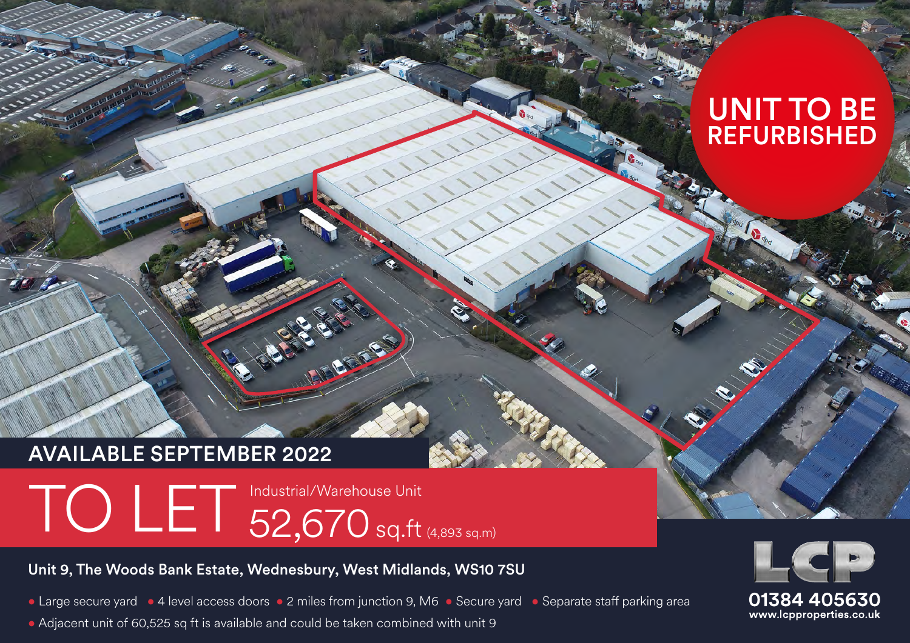# UNIT TO BE REFURBISHED

## AVAILABLE SEPTEMBER 2022

# TO LET

Industrial/Warehouse Unit

**52,670 sq.ft** (4,893 sq.m)

**Unit 9, The Woods Bank Estate, Wednesbury, West Midlands, WS10 7SU**

- Large secure yard
- 4 level access doors
- 2 miles from junction 9, M6
- Secure yard
- Separate staff parking area
- Adjacent unit of 60,525 sq ft is available and could be taken combined with unit 9

LCP

**01384 405630**

**www.lcpproperties.co.uk**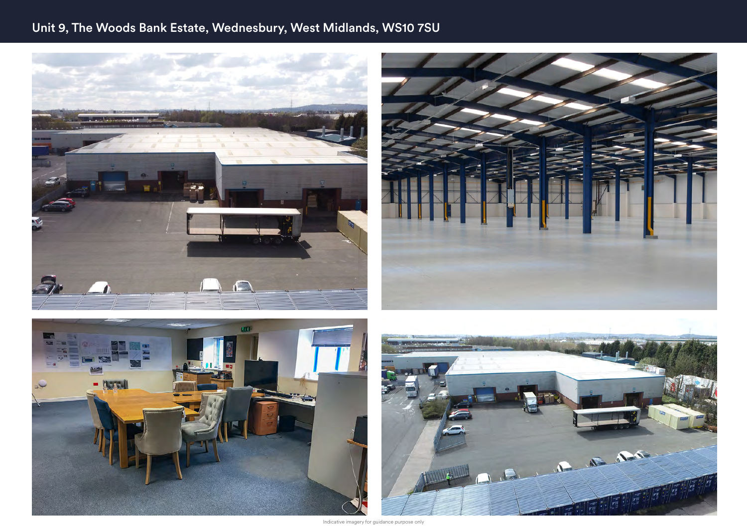## Unit 9, The Woods Bank Estate, Wednesbury, West Midlands, WS10 7SU

Indicative imagery for guidance purpose only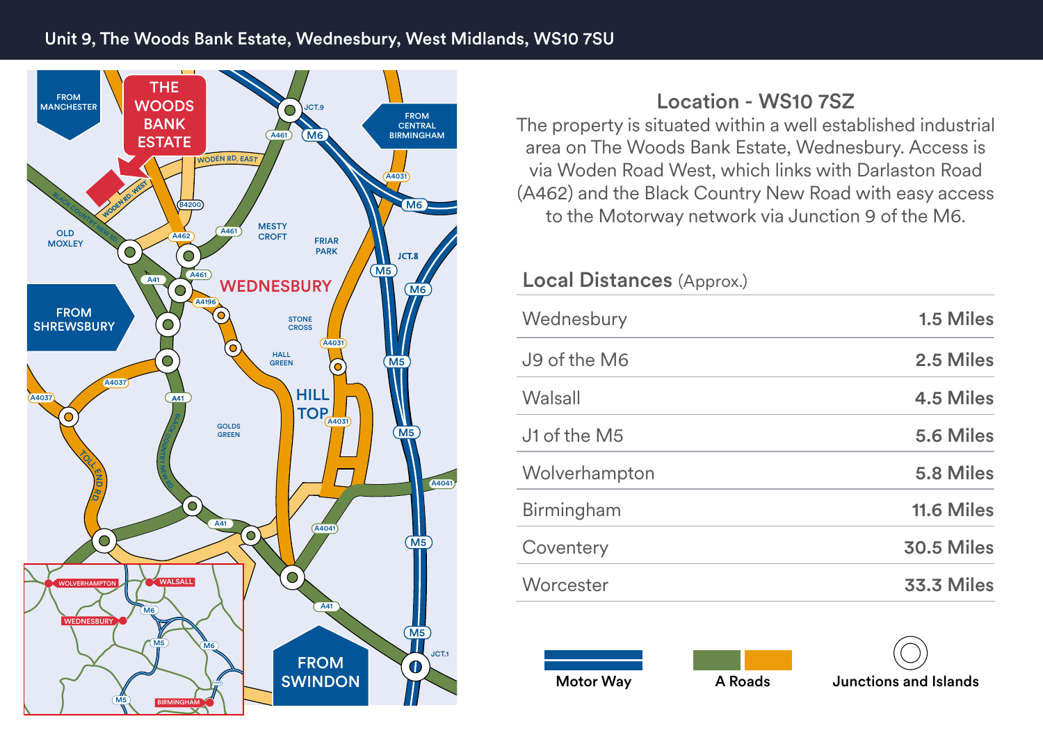Unit 9, The Woods Bank Estate, Wednesbury, West Midlands, WS10 7SU

## Location - WS10 7SZ

The property is situated within a well established industrial area on The Woods Bank Estate, Wednesbury. Access is via Woden Road West, which links with Darlaston Road (A462) and the Black Country New Road with easy access to the Motorway network via Junction 9 of the M6.

## Local Distances (Approx.)

| | |
|---|---|
| Wednesbury | 1.5 Miles |
| J9 of the M6 | 2.5 Miles |
| Walsall | 4.5 Miles |
| J1 of the M5 | 5.6 Miles |
| Wolverhampton | 5.8 Miles |
| Birmingham | 11.6 Miles |
| Coventery | 30.5 Miles |
| Worcester | 33.3 Miles |

Motor Way | A Roads | Junctions and Islands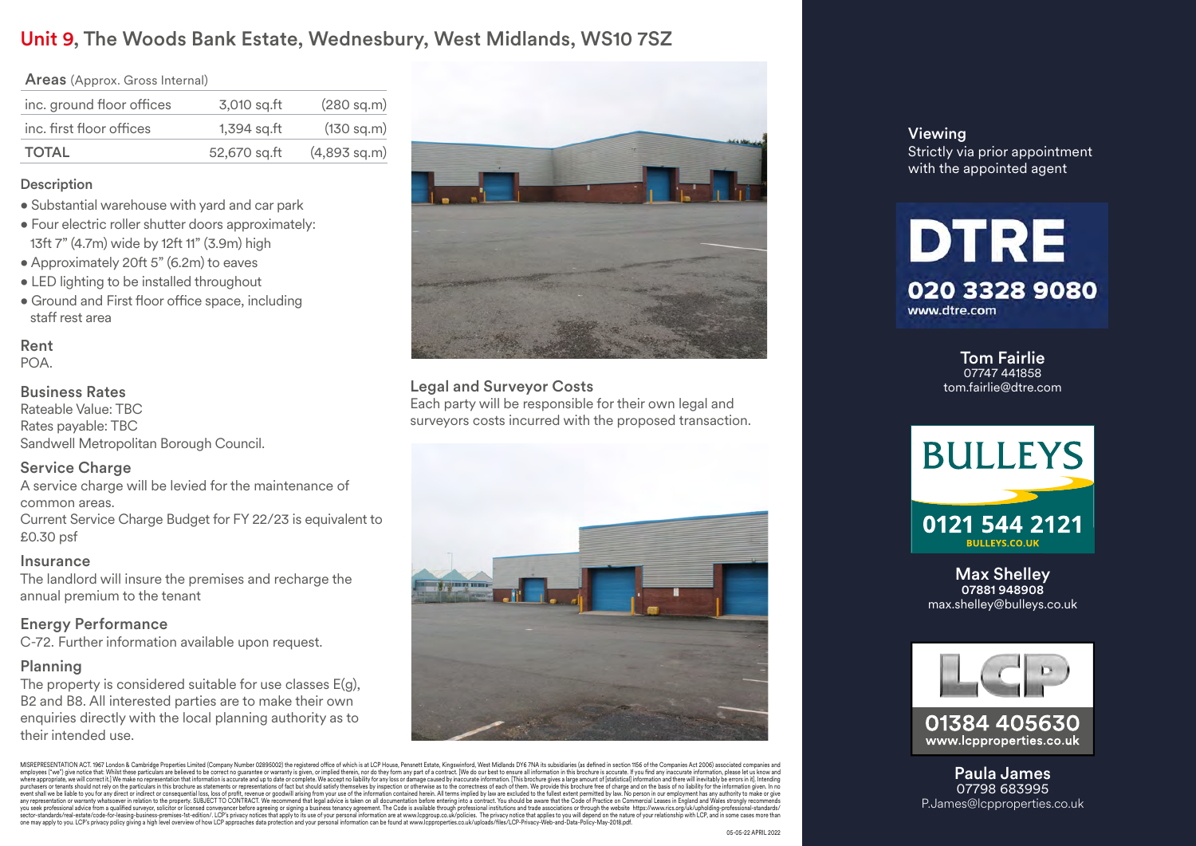# Unit 9, The Woods Bank Estate, Wednesbury, West Midlands, WS10 7SZ

| Areas (Approx. Gross Internal) | | |
|---|---|---|
| inc. ground floor offices | 3,010 sq.ft | (280 sq.m) |
| inc. first floor offices | 1,394 sq.ft | (130 sq.m) |
| TOTAL | 52,670 sq.ft | (4,893 sq.m) |

## Description

- Substantial warehouse with yard and car park
- Four electric roller shutter doors approximately: 13ft 7" (4.7m) wide by 12ft 11" (3.9m) high
- Approximately 20ft 5" (6.2m) to eaves
- LED lighting to be installed throughout
- Ground and First floor office space, including staff rest area

## Rent

POA.

## Business Rates

Rateable Value: TBC
Rates payable: TBC
Sandwell Metropolitan Borough Council.

## Service Charge

A service charge will be levied for the maintenance of common areas.
Current Service Charge Budget for FY 22/23 is equivalent to £0.30 psf

## Insurance

The landlord will insure the premises and recharge the annual premium to the tenant

## Energy Performance

C-72. Further information available upon request.

## Planning

The property is considered suitable for use classes E(g), B2 and B8. All interested parties are to make their own enquiries directly with the local planning authority as to their intended use.

## Legal and Surveyor Costs

Each party will be responsible for their own legal and surveyors costs incurred with the proposed transaction.

## Viewing

Strictly via prior appointment with the appointed agent

**DTRE**
020 3328 9080
www.dtre.com

**Tom Fairlie**
07747 441858
tom.fairlie@dtre.com

**BULLEYS**
0121 544 2121
BULLEYS.CO.UK

**Max Shelley**
07881 948908
max.shelley@bulleys.co.uk

**LCP**
01384 405630
www.lcpproperties.co.uk

**Paula James**
07798 683995
P.James@lcpproperties.co.uk

MISREPRESENTATION ACT. 1967 London & Cambridge Properties Limited (Company Number 02895002) the registered office of which is at LCP House, Pensnett Estate, Kingswinford, West Midlands DY6 7NA its subsidiaries (as defined in section 1156 of the Companies Act 2006) associated companies and employees ("we") give notice that: Whilst these particulars are believed to be correct no guarantee or warranty is given, or implied therein, nor do they form any part of a contract. [We do our best to ensure all information in this brochure is accurate. If you find any inaccurate information, please let us know and where appropriate, we will correct it.] We make no representation that information is accurate and up to date or complete. We accept no liability for any loss or damage caused by inaccurate information. [This brochure gives a large amount of [statistical] information and there will inevitably be errors in it]. Intending purchasers or tenants should not rely on the particulars in this brochure as statements or representations of fact but should satisfy themselves by inspection or otherwise as to the correctness of each of them. We provide this brochure free of charge and on the basis of no liability for the information given. In no event shall we be liable to you for any direct or indirect or consequential loss, loss of profit, revenue or goodwill arising from your use of the information contained herein. All terms implied by law are excluded to the fullest extent permitted by law. No person in our employment has any authority to make or give any representation or warranty whatsoever in relation to the property. SUBJECT TO CONTRACT. We recommend that legal advice is taken on all documentation before entering into a contract. You should be aware that the Code of Practice on Commercial Leases in England and Wales strongly recommends you seek professional advice from a qualified surveyor, solicitor or licensed conveyancer before agreeing or signing a business tenancy agreement. The Code is available through professional institutions and trade associations or through the website https://www.rics.org/uk/upholding-professional-standards/sector-standards/real-estate/code-for-leasing-business-premises-1st-edition/. LCP's privacy notices that apply to its use of your personal information are at www.lcpgroup.co.uk/policies. The privacy notice that applies to you will depend on the nature of your relationship with LCP, and in some cases more than one may apply to you. LCP's privacy policy giving a high level overview of how LCP approaches data protection and your personal information can be found at www.lcpproperties.co.uk/uploads/files/LCP-Privacy-Web-and-Data-Policy-May-2018.pdf.

05-05-22 APRIL 2022